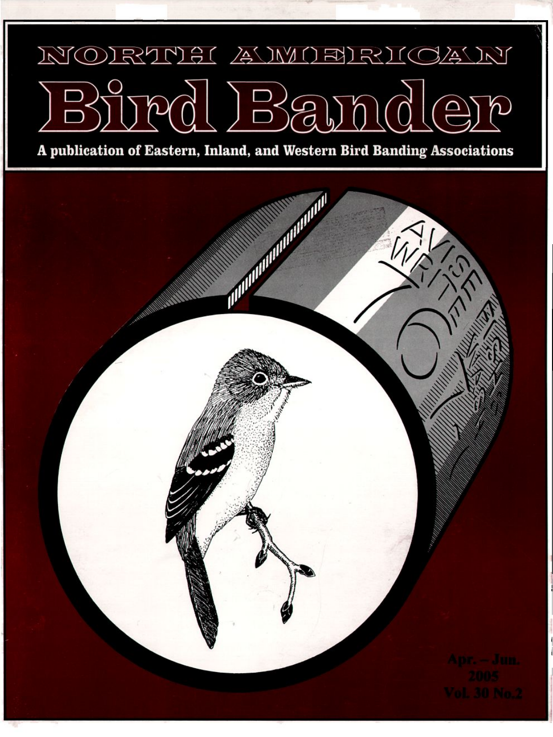# NORTH AMERICAN

# Bird Bander

**A publication of Eastern, Inland, and Western Bird Banding Associations**

Apr. – Jun.
2005
Vol. 30 No.2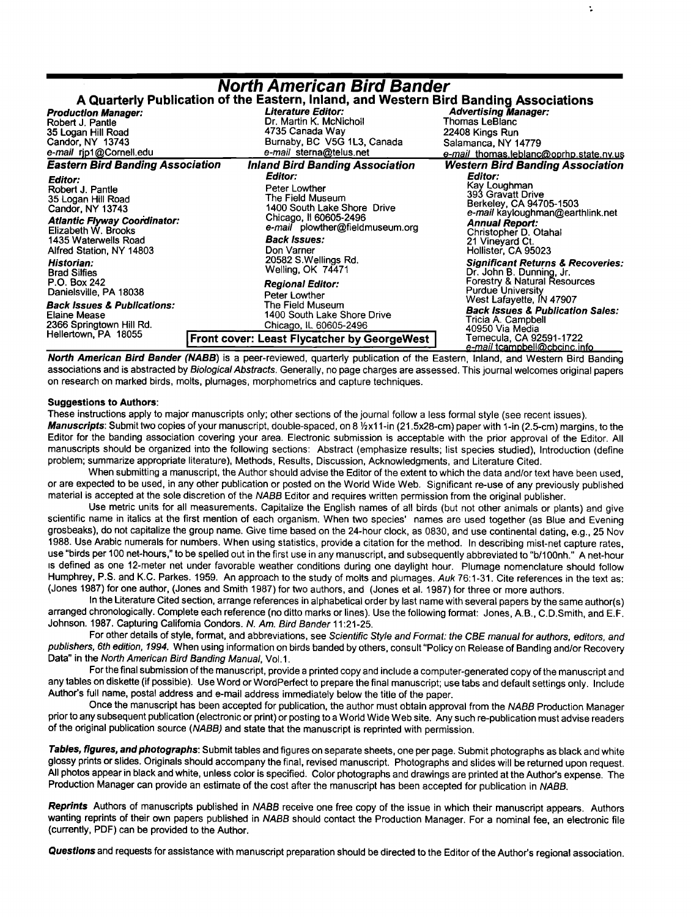# North American Bird Bander

## A Quarterly Publication of the Eastern, Inland, and Western Bird Banding Associations

***Production Manager:***
Robert J. Pantle
35 Logan Hill Road
Candor, NY 13743
*e-mail* rjp1@Cornell.edu

***Literature Editor:***
Dr. Martin K. McNicholl
4735 Canada Way
Burnaby, BC V5G 1L3, Canada
*e-mail* sterna@telus.net

***Advertising Manager:***
Thomas LeBlanc
22408 Kings Run
Salamanca, NY 14779
*e-mail* thomas.leblanc@oprhp.state.ny.us

### Eastern Bird Banding Association

***Editor:***
Robert J. Pantle
35 Logan Hill Road
Candor, NY 13743

***Atlantic Flyway Coordinator:***
Elizabeth W. Brooks
1435 Waterwells Road
Alfred Station, NY 14803

***Historian:***
Brad Silfies
P.O. Box 242
Danielsville, PA 18038

***Back Issues & Publications:***
Elaine Mease
2366 Springtown Hill Rd.
Hellertown, PA 18055

### Inland Bird Banding Association

***Editor:***
Peter Lowther
The Field Museum
1400 South Lake Shore Drive
Chicago, Il 60605-2496
*e-mail* plowther@fieldmuseum.org

***Back Issues:***
Don Varner
20582 S.Wellings Rd.
Welling, OK 74471

***Regional Editor:***
Peter Lowther
The Field Museum
1400 South Lake Shore Drive
Chicago, IL 60605-2496

### Western Bird Banding Association

***Editor:***
Kay Loughman
393 Gravatt Drive
Berkeley, CA 94705-1503
*e-mail* kayloughman@earthlink.net

***Annual Report:***
Christopher D. Otahal
21 Vineyard Ct.
Hollister, CA 95023

***Significant Returns & Recoveries:***
Dr. John B. Dunning, Jr.
Forestry & Natural Resources
Purdue University
West Lafayette, IN 47907

***Back Issues & Publication Sales:***
Tricia A. Campbell
40950 Via Media
Temecula, CA 92591-1722
*e-mail* tcampbell@cbcinc.info

**Front cover: Least Flycatcher by GeorgeWest**

***North American Bird Bander (NABB)*** is a peer-reviewed, quarterly publication of the Eastern, Inland, and Western Bird Banding associations and is abstracted by *Biological Abstracts*. Generally, no page charges are assessed. This journal welcomes original papers on research on marked birds, molts, plumages, morphometrics and capture techniques.

**Suggestions to Authors:**
These instructions apply to major manuscripts only; other sections of the journal follow a less formal style (see recent issues).
***Manuscripts***: Submit two copies of your manuscript, double-spaced, on 8 ½x11-in (21.5x28-cm) paper with 1-in (2.5-cm) margins, to the Editor for the banding association covering your area. Electronic submission is acceptable with the prior approval of the Editor. All manuscripts should be organized into the following sections: Abstract (emphasize results; list species studied), Introduction (define problem; summarize appropriate literature), Methods, Results, Discussion, Acknowledgments, and Literature Cited.

When submitting a manuscript, the Author should advise the Editor of the extent to which the data and/or text have been used, or are expected to be used, in any other publication or posted on the World Wide Web. Significant re-use of any previously published material is accepted at the sole discretion of the *NABB* Editor and requires written permission from the original publisher.

Use metric units for all measurements. Capitalize the English names of all birds (but not other animals or plants) and give scientific name in italics at the first mention of each organism. When two species' names are used together (as Blue and Evening grosbeaks), do not capitalize the group name. Give time based on the 24-hour clock, as 0830, and use continental dating, e.g., 25 Nov 1988. Use Arabic numerals for numbers. When using statistics, provide a citation for the method. In describing mist-net capture rates, use "birds per 100 net-hours," to be spelled out in the first use in any manuscript, and subsequently abbreviated to "b/100nh." A net-hour is defined as one 12-meter net under favorable weather conditions during one daylight hour. Plumage nomenclature should follow Humphrey, P.S. and K.C. Parkes. 1959. An approach to the study of molts and plumages. *Auk* 76:1-31. Cite references in the text as: (Jones 1987) for one author, (Jones and Smith 1987) for two authors, and (Jones et al. 1987) for three or more authors.

In the Literature Cited section, arrange references in alphabetical order by last name with several papers by the same author(s) arranged chronologically. Complete each reference (no ditto marks or lines). Use the following format: Jones, A.B., C.D.Smith, and E.F. Johnson. 1987. Capturing California Condors. *N. Am. Bird Bander* 11:21-25.

For other details of style, format, and abbreviations, see *Scientific Style and Format: the CBE manual for authors, editors, and publishers, 6th edition, 1994.* When using information on birds banded by others, consult "Policy on Release of Banding and/or Recovery Data" in the *North American Bird Banding Manual*, Vol.1.

For the final submission of the manuscript, provide a printed copy and include a computer-generated copy of the manuscript and any tables on diskette (if possible). Use Word or WordPerfect to prepare the final manuscript; use tabs and default settings only. Include Author's full name, postal address and e-mail address immediately below the title of the paper.

Once the manuscript has been accepted for publication, the author must obtain approval from the *NABB* Production Manager prior to any subsequent publication (electronic or print) or posting to a World Wide Web site. Any such re-publication must advise readers of the original publication source (*NABB)* and state that the manuscript is reprinted with permission.

***Tables, figures, and photographs***: Submit tables and figures on separate sheets, one per page. Submit photographs as black and white glossy prints or slides. Originals should accompany the final, revised manuscript. Photographs and slides will be returned upon request. All photos appear in black and white, unless color is specified. Color photographs and drawings are printed at the Author's expense. The Production Manager can provide an estimate of the cost after the manuscript has been accepted for publication in *NABB*.

***Reprints*** Authors of manuscripts published in *NABB* receive one free copy of the issue in which their manuscript appears. Authors wanting reprints of their own papers published in *NABB* should contact the Production Manager. For a nominal fee, an electronic file (currently, PDF) can be provided to the Author.

***Questions*** and requests for assistance with manuscript preparation should be directed to the Editor of the Author's regional association.